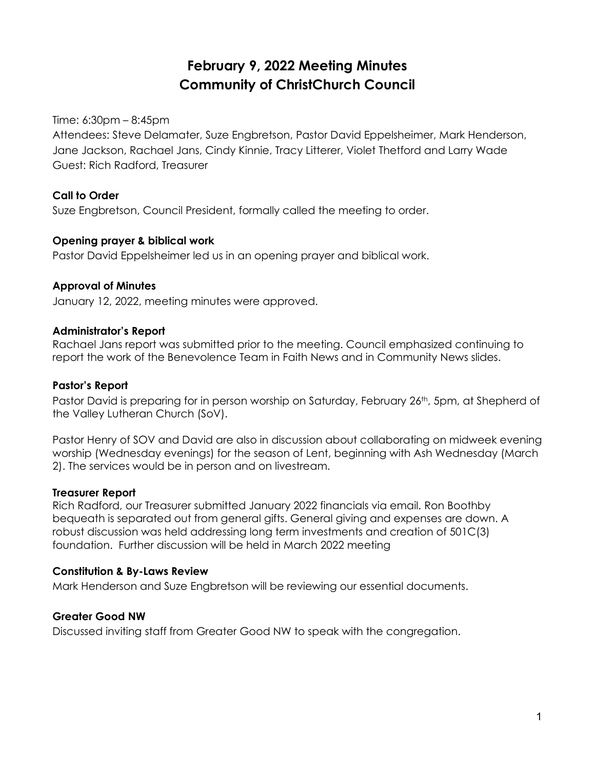# February 9, 2022 Meeting Minutes
# Community of ChristChurch Council

Time: 6:30pm – 8:45pm
Attendees: Steve Delamater, Suze Engbretson, Pastor David Eppelsheimer, Mark Henderson, Jane Jackson, Rachael Jans, Cindy Kinnie, Tracy Litterer, Violet Thetford and Larry Wade
Guest: Rich Radford, Treasurer

**Call to Order**
Suze Engbretson, Council President, formally called the meeting to order.

**Opening prayer & biblical work**
Pastor David Eppelsheimer led us in an opening prayer and biblical work.

**Approval of Minutes**
January 12, 2022, meeting minutes were approved.

**Administrator's Report**
Rachael Jans report was submitted prior to the meeting. Council emphasized continuing to report the work of the Benevolence Team in Faith News and in Community News slides.

**Pastor's Report**
Pastor David is preparing for in person worship on Saturday, February 26th, 5pm, at Shepherd of the Valley Lutheran Church (SoV).

Pastor Henry of SOV and David are also in discussion about collaborating on midweek evening worship (Wednesday evenings) for the season of Lent, beginning with Ash Wednesday (March 2). The services would be in person and on livestream.

**Treasurer Report**
Rich Radford, our Treasurer submitted January 2022 financials via email. Ron Boothby bequeath is separated out from general gifts. General giving and expenses are down. A robust discussion was held addressing long term investments and creation of 501C(3) foundation. Further discussion will be held in March 2022 meeting

**Constitution & By-Laws Review**
Mark Henderson and Suze Engbretson will be reviewing our essential documents.

**Greater Good NW**
Discussed inviting staff from Greater Good NW to speak with the congregation.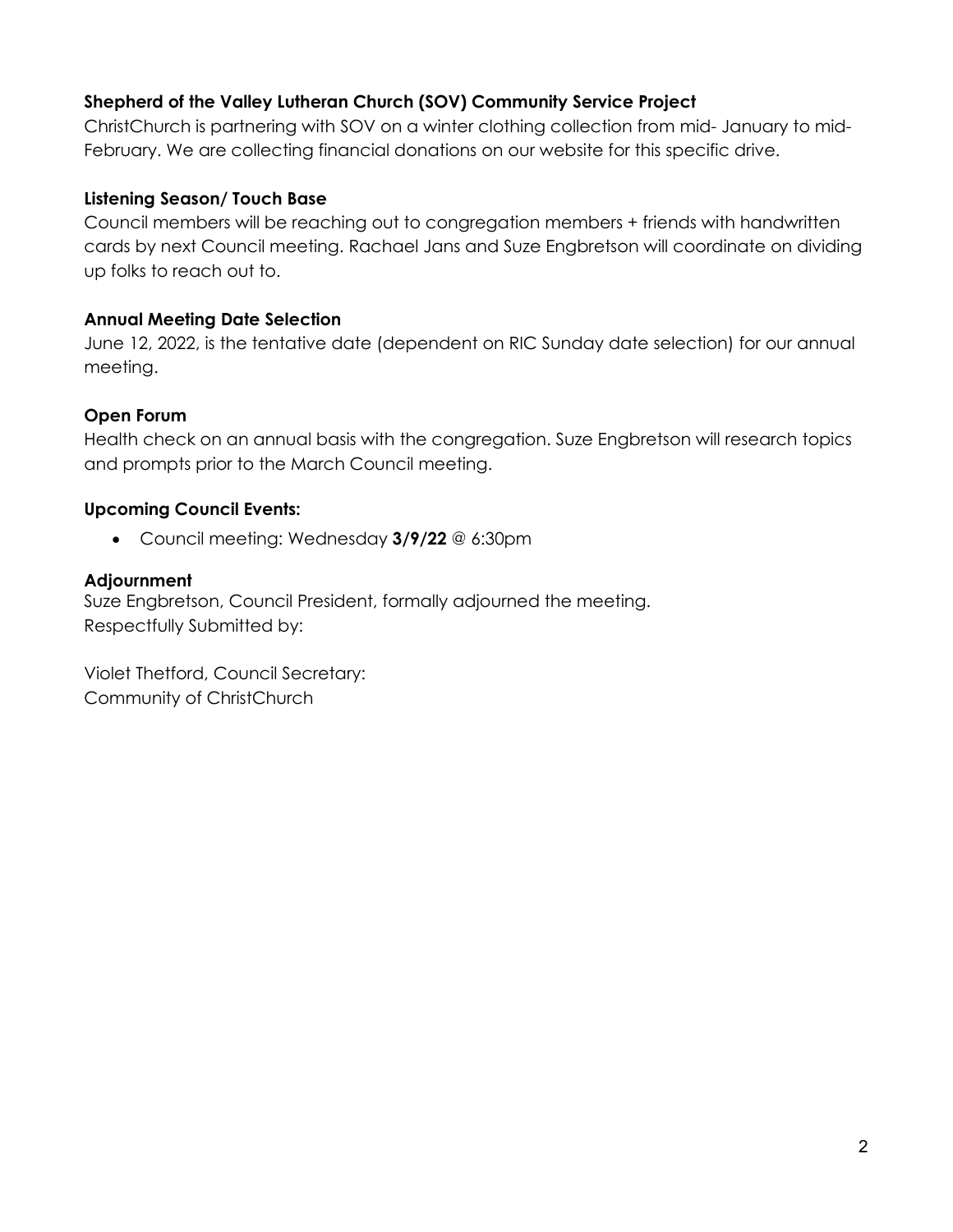**Shepherd of the Valley Lutheran Church (SOV) Community Service Project**
ChristChurch is partnering with SOV on a winter clothing collection from mid- January to mid-February. We are collecting financial donations on our website for this specific drive.

**Listening Season/ Touch Base**
Council members will be reaching out to congregation members + friends with handwritten cards by next Council meeting. Rachael Jans and Suze Engbretson will coordinate on dividing up folks to reach out to.

**Annual Meeting Date Selection**
June 12, 2022, is the tentative date (dependent on RIC Sunday date selection) for our annual meeting.

**Open Forum**
Health check on an annual basis with the congregation. Suze Engbretson will research topics and prompts prior to the March Council meeting.

**Upcoming Council Events:**

- Council meeting: Wednesday **3/9/22** @ 6:30pm

**Adjournment**
Suze Engbretson, Council President, formally adjourned the meeting.
Respectfully Submitted by:

Violet Thetford, Council Secretary:
Community of ChristChurch